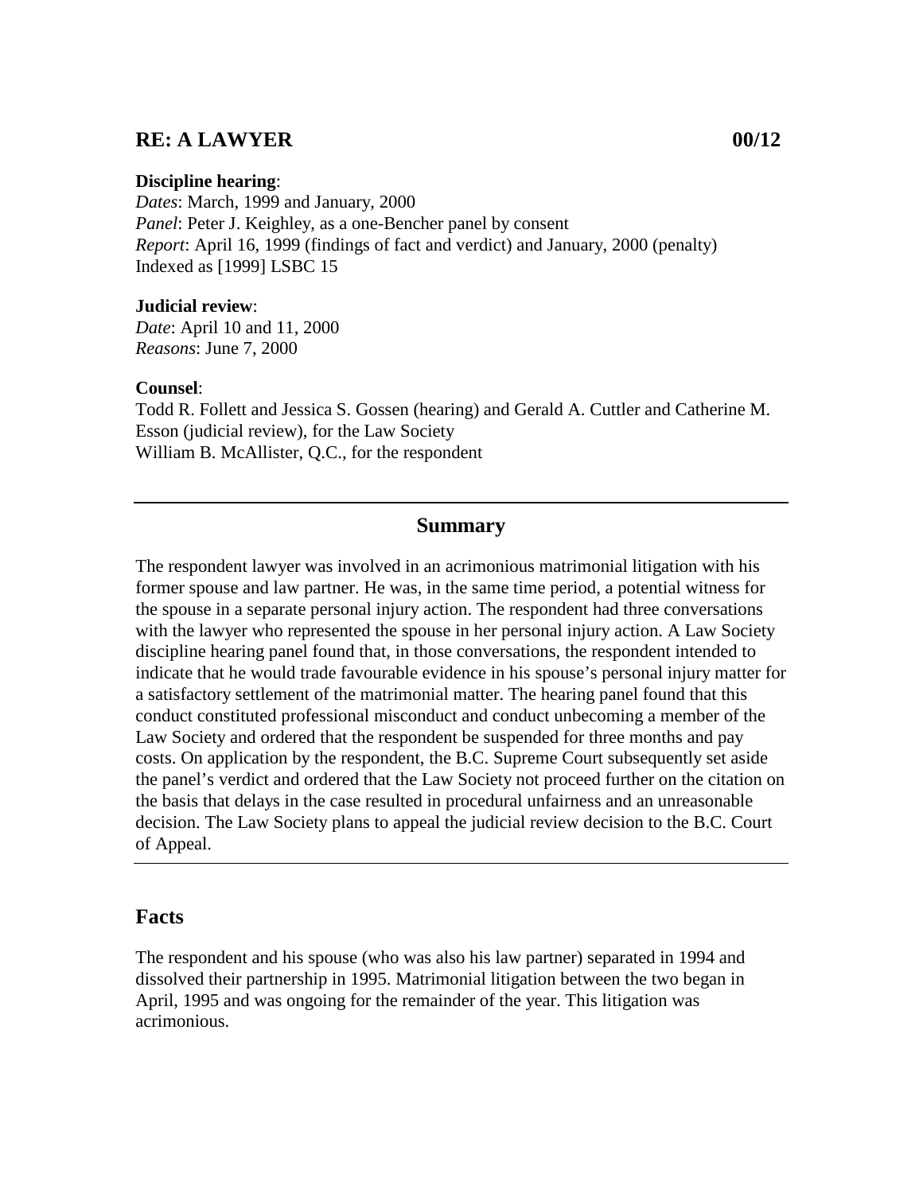# RE: A LAWYER 00/12

**Discipline hearing**:
*Dates*: March, 1999 and January, 2000
*Panel*: Peter J. Keighley, as a one-Bencher panel by consent
*Report*: April 16, 1999 (findings of fact and verdict) and January, 2000 (penalty)
Indexed as [1999] LSBC 15

**Judicial review**:
*Date*: April 10 and 11, 2000
*Reasons*: June 7, 2000

**Counsel**:
Todd R. Follett and Jessica S. Gossen (hearing) and Gerald A. Cuttler and Catherine M. Esson (judicial review), for the Law Society
William B. McAllister, Q.C., for the respondent

---

## Summary

The respondent lawyer was involved in an acrimonious matrimonial litigation with his former spouse and law partner. He was, in the same time period, a potential witness for the spouse in a separate personal injury action. The respondent had three conversations with the lawyer who represented the spouse in her personal injury action. A Law Society discipline hearing panel found that, in those conversations, the respondent intended to indicate that he would trade favourable evidence in his spouse's personal injury matter for a satisfactory settlement of the matrimonial matter. The hearing panel found that this conduct constituted professional misconduct and conduct unbecoming a member of the Law Society and ordered that the respondent be suspended for three months and pay costs. On application by the respondent, the B.C. Supreme Court subsequently set aside the panel's verdict and ordered that the Law Society not proceed further on the citation on the basis that delays in the case resulted in procedural unfairness and an unreasonable decision. The Law Society plans to appeal the judicial review decision to the B.C. Court of Appeal.

---

## Facts

The respondent and his spouse (who was also his law partner) separated in 1994 and dissolved their partnership in 1995. Matrimonial litigation between the two began in April, 1995 and was ongoing for the remainder of the year. This litigation was acrimonious.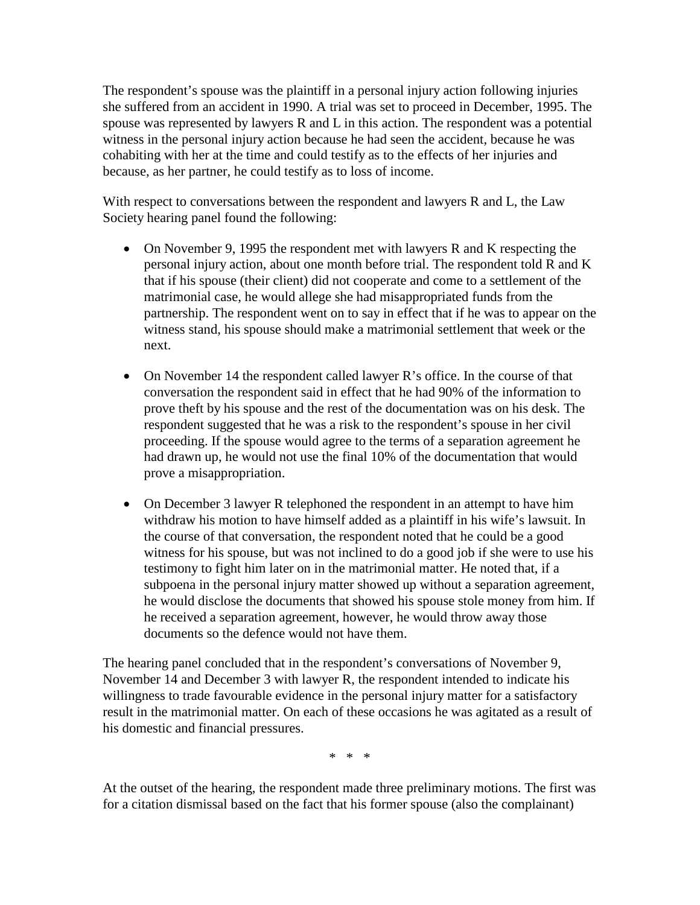The respondent's spouse was the plaintiff in a personal injury action following injuries she suffered from an accident in 1990. A trial was set to proceed in December, 1995. The spouse was represented by lawyers R and L in this action. The respondent was a potential witness in the personal injury action because he had seen the accident, because he was cohabiting with her at the time and could testify as to the effects of her injuries and because, as her partner, he could testify as to loss of income.

With respect to conversations between the respondent and lawyers R and L, the Law Society hearing panel found the following:

- On November 9, 1995 the respondent met with lawyers R and K respecting the personal injury action, about one month before trial. The respondent told R and K that if his spouse (their client) did not cooperate and come to a settlement of the matrimonial case, he would allege she had misappropriated funds from the partnership. The respondent went on to say in effect that if he was to appear on the witness stand, his spouse should make a matrimonial settlement that week or the next.

- On November 14 the respondent called lawyer R's office. In the course of that conversation the respondent said in effect that he had 90% of the information to prove theft by his spouse and the rest of the documentation was on his desk. The respondent suggested that he was a risk to the respondent's spouse in her civil proceeding. If the spouse would agree to the terms of a separation agreement he had drawn up, he would not use the final 10% of the documentation that would prove a misappropriation.

- On December 3 lawyer R telephoned the respondent in an attempt to have him withdraw his motion to have himself added as a plaintiff in his wife's lawsuit. In the course of that conversation, the respondent noted that he could be a good witness for his spouse, but was not inclined to do a good job if she were to use his testimony to fight him later on in the matrimonial matter. He noted that, if a subpoena in the personal injury matter showed up without a separation agreement, he would disclose the documents that showed his spouse stole money from him. If he received a separation agreement, however, he would throw away those documents so the defence would not have them.

The hearing panel concluded that in the respondent's conversations of November 9, November 14 and December 3 with lawyer R, the respondent intended to indicate his willingness to trade favourable evidence in the personal injury matter for a satisfactory result in the matrimonial matter. On each of these occasions he was agitated as a result of his domestic and financial pressures.

\* \* \*

At the outset of the hearing, the respondent made three preliminary motions. The first was for a citation dismissal based on the fact that his former spouse (also the complainant)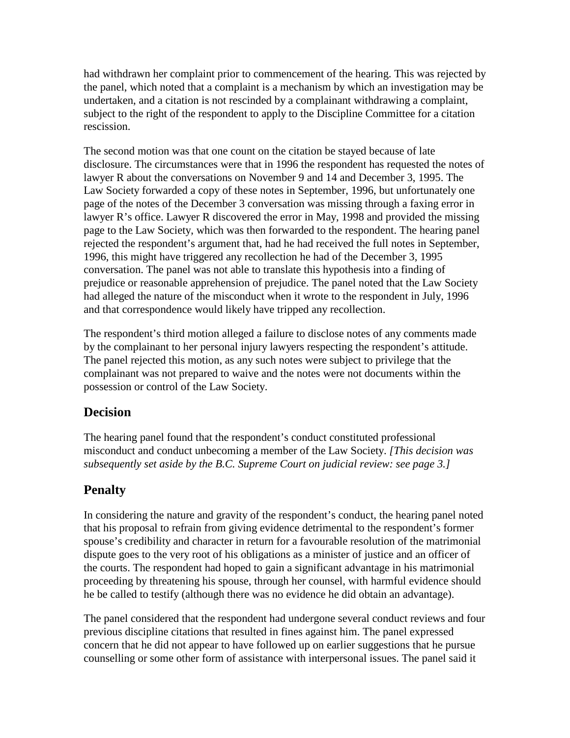had withdrawn her complaint prior to commencement of the hearing. This was rejected by the panel, which noted that a complaint is a mechanism by which an investigation may be undertaken, and a citation is not rescinded by a complainant withdrawing a complaint, subject to the right of the respondent to apply to the Discipline Committee for a citation rescission.

The second motion was that one count on the citation be stayed because of late disclosure. The circumstances were that in 1996 the respondent has requested the notes of lawyer R about the conversations on November 9 and 14 and December 3, 1995. The Law Society forwarded a copy of these notes in September, 1996, but unfortunately one page of the notes of the December 3 conversation was missing through a faxing error in lawyer R's office. Lawyer R discovered the error in May, 1998 and provided the missing page to the Law Society, which was then forwarded to the respondent. The hearing panel rejected the respondent's argument that, had he had received the full notes in September, 1996, this might have triggered any recollection he had of the December 3, 1995 conversation. The panel was not able to translate this hypothesis into a finding of prejudice or reasonable apprehension of prejudice. The panel noted that the Law Society had alleged the nature of the misconduct when it wrote to the respondent in July, 1996 and that correspondence would likely have tripped any recollection.

The respondent's third motion alleged a failure to disclose notes of any comments made by the complainant to her personal injury lawyers respecting the respondent's attitude. The panel rejected this motion, as any such notes were subject to privilege that the complainant was not prepared to waive and the notes were not documents within the possession or control of the Law Society.

## Decision

The hearing panel found that the respondent's conduct constituted professional misconduct and conduct unbecoming a member of the Law Society. *[This decision was subsequently set aside by the B.C. Supreme Court on judicial review: see page 3.]*

## Penalty

In considering the nature and gravity of the respondent's conduct, the hearing panel noted that his proposal to refrain from giving evidence detrimental to the respondent's former spouse's credibility and character in return for a favourable resolution of the matrimonial dispute goes to the very root of his obligations as a minister of justice and an officer of the courts. The respondent had hoped to gain a significant advantage in his matrimonial proceeding by threatening his spouse, through her counsel, with harmful evidence should he be called to testify (although there was no evidence he did obtain an advantage).

The panel considered that the respondent had undergone several conduct reviews and four previous discipline citations that resulted in fines against him. The panel expressed concern that he did not appear to have followed up on earlier suggestions that he pursue counselling or some other form of assistance with interpersonal issues. The panel said it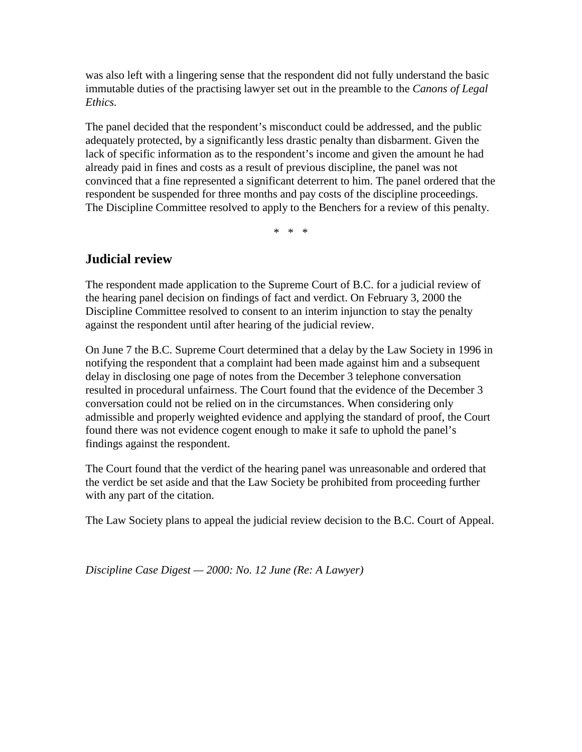was also left with a lingering sense that the respondent did not fully understand the basic immutable duties of the practising lawyer set out in the preamble to the *Canons of Legal Ethics.*

The panel decided that the respondent's misconduct could be addressed, and the public adequately protected, by a significantly less drastic penalty than disbarment. Given the lack of specific information as to the respondent's income and given the amount he had already paid in fines and costs as a result of previous discipline, the panel was not convinced that a fine represented a significant deterrent to him. The panel ordered that the respondent be suspended for three months and pay costs of the discipline proceedings. The Discipline Committee resolved to apply to the Benchers for a review of this penalty.

\* \* \*

## Judicial review

The respondent made application to the Supreme Court of B.C. for a judicial review of the hearing panel decision on findings of fact and verdict. On February 3, 2000 the Discipline Committee resolved to consent to an interim injunction to stay the penalty against the respondent until after hearing of the judicial review.

On June 7 the B.C. Supreme Court determined that a delay by the Law Society in 1996 in notifying the respondent that a complaint had been made against him and a subsequent delay in disclosing one page of notes from the December 3 telephone conversation resulted in procedural unfairness. The Court found that the evidence of the December 3 conversation could not be relied on in the circumstances. When considering only admissible and properly weighted evidence and applying the standard of proof, the Court found there was not evidence cogent enough to make it safe to uphold the panel's findings against the respondent.

The Court found that the verdict of the hearing panel was unreasonable and ordered that the verdict be set aside and that the Law Society be prohibited from proceeding further with any part of the citation.

The Law Society plans to appeal the judicial review decision to the B.C. Court of Appeal.

*Discipline Case Digest — 2000: No. 12 June (Re: A Lawyer)*